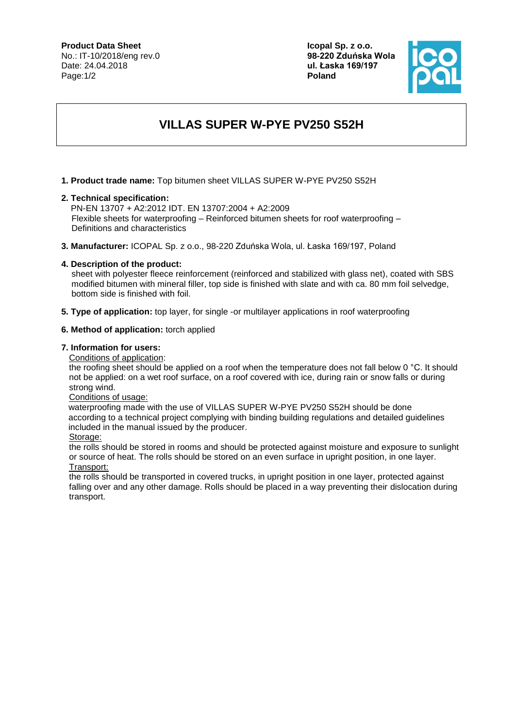**Product Data Sheet**
No.: IT-10/2018/eng rev.0
Date: 24.04.2018

**Icopal Sp. z o.o.**
**98-220 Zduńska Wola**
**ul. Łaska 169/197**
**Poland**

# VILLAS SUPER W-PYE PV250 S52H

1. **Product trade name:** Top bitumen sheet VILLAS SUPER W-PYE PV250 S52H

2. **Technical specification:**
   PN-EN 13707 + A2:2012 IDT. EN 13707:2004 + A2:2009
   Flexible sheets for waterproofing – Reinforced bitumen sheets for roof waterproofing – Definitions and characteristics

3. **Manufacturer:** ICOPAL Sp. z o.o., 98-220 Zduńska Wola, ul. Łaska 169/197, Poland

4. **Description of the product:**
   sheet with polyester fleece reinforcement (reinforced and stabilized with glass net), coated with SBS modified bitumen with mineral filler, top side is finished with slate and with ca. 80 mm foil selvedge, bottom side is finished with foil.

5. **Type of application:** top layer, for single -or multilayer applications in roof waterproofing

6. **Method of application:** torch applied

7. **Information for users:**

   Conditions of application:
   the roofing sheet should be applied on a roof when the temperature does not fall below 0 °C. It should not be applied: on a wet roof surface, on a roof covered with ice, during rain or snow falls or during strong wind.

   Conditions of usage:
   waterproofing made with the use of VILLAS SUPER W-PYE PV250 S52H should be done according to a technical project complying with binding building regulations and detailed guidelines included in the manual issued by the producer.

   Storage:
   the rolls should be stored in rooms and should be protected against moisture and exposure to sunlight or source of heat. The rolls should be stored on an even surface in upright position, in one layer.

   Transport:
   the rolls should be transported in covered trucks, in upright position in one layer, protected against falling over and any other damage. Rolls should be placed in a way preventing their dislocation during transport.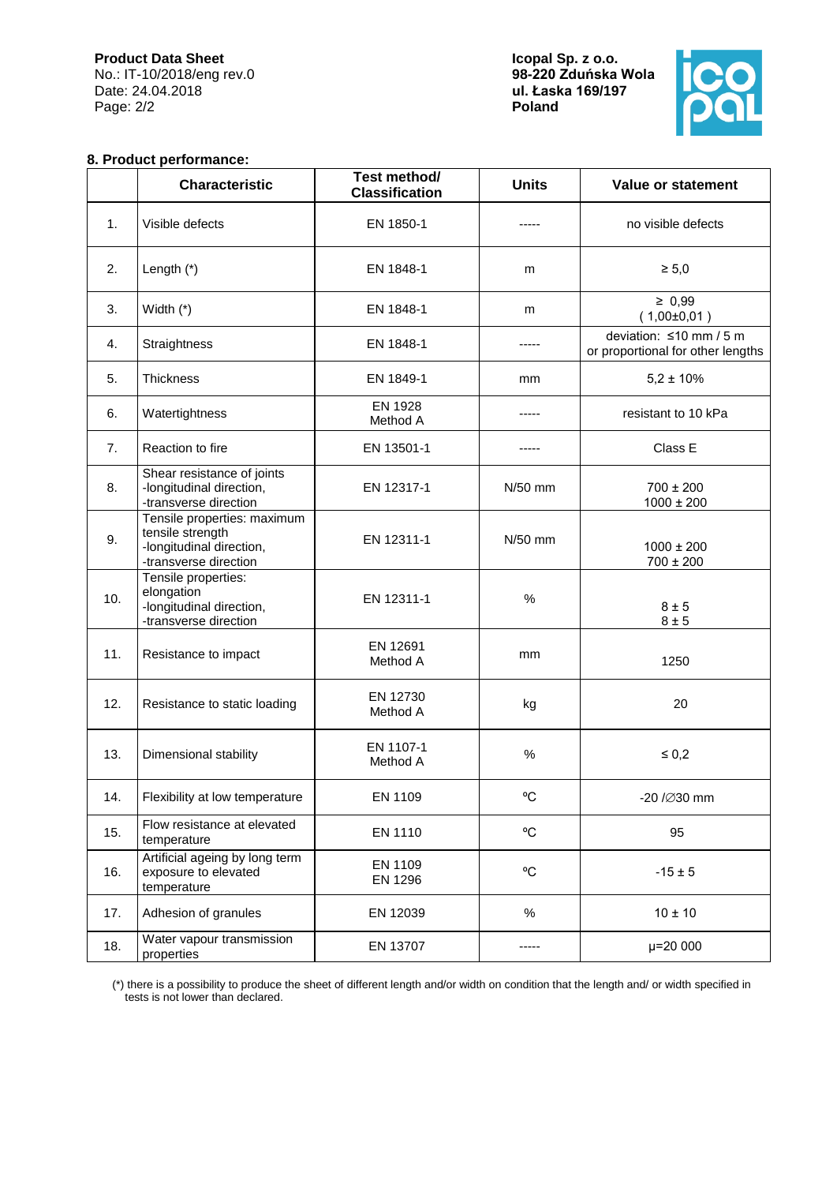**Product Data Sheet**
No.: IT-10/2018/eng rev.0
Date: 24.04.2018
Page: 2/2

**Icopal Sp. z o.o.**
**98-220 Zduńska Wola**
**ul. Łaska 169/197**
**Poland**

### 8. Product performance:

| | Characteristic | Test method/ Classification | Units | Value or statement |
|---|---|---|---|---|
| 1. | Visible defects | EN 1850-1 | ----- | no visible defects |
| 2. | Length (*) | EN 1848-1 | m | ≥ 5,0 |
| 3. | Width (*) | EN 1848-1 | m | ≥ 0,99 ( 1,00±0,01 ) |
| 4. | Straightness | EN 1848-1 | ----- | deviation: ≤10 mm / 5 m or proportional for other lengths |
| 5. | Thickness | EN 1849-1 | mm | 5,2 ± 10% |
| 6. | Watertightness | EN 1928 Method A | ----- | resistant to 10 kPa |
| 7. | Reaction to fire | EN 13501-1 | ----- | Class E |
| 8. | Shear resistance of joints -longitudinal direction, -transverse direction | EN 12317-1 | N/50 mm | 700 ± 200 1000 ± 200 |
| 9. | Tensile properties: maximum tensile strength -longitudinal direction, -transverse direction | EN 12311-1 | N/50 mm | 1000 ± 200 700 ± 200 |
| 10. | Tensile properties: elongation -longitudinal direction, -transverse direction | EN 12311-1 | % | 8 ± 5 8 ± 5 |
| 11. | Resistance to impact | EN 12691 Method A | mm | 1250 |
| 12. | Resistance to static loading | EN 12730 Method A | kg | 20 |
| 13. | Dimensional stability | EN 1107-1 Method A | % | ≤ 0,2 |
| 14. | Flexibility at low temperature | EN 1109 | ºC | -20 /∅30 mm |
| 15. | Flow resistance at elevated temperature | EN 1110 | ºC | 95 |
| 16. | Artificial ageing by long term exposure to elevated temperature | EN 1109 EN 1296 | ºC | -15 ± 5 |
| 17. | Adhesion of granules | EN 12039 | % | 10 ± 10 |
| 18. | Water vapour transmission properties | EN 13707 | ----- | μ=20 000 |

(*) there is a possibility to produce the sheet of different length and/or width on condition that the length and/ or width specified in tests is not lower than declared.